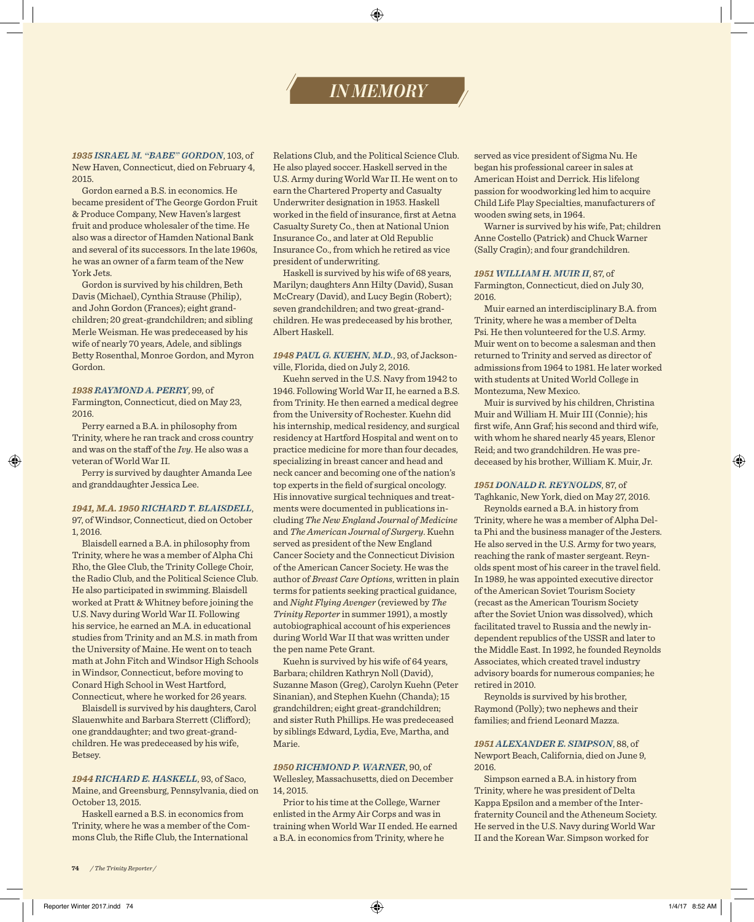# IN MEMORY

***1935* ISRAEL M. "BABE" GORDON**, 103, of New Haven, Connecticut, died on February 4, 2015.

Gordon earned a B.S. in economics. He became president of The George Gordon Fruit & Produce Company, New Haven's largest fruit and produce wholesaler of the time. He also was a director of Hamden National Bank and several of its successors. In the late 1960s, he was an owner of a farm team of the New York Jets.

Gordon is survived by his children, Beth Davis (Michael), Cynthia Strause (Philip), and John Gordon (Frances); eight grandchildren; 20 great-grandchildren; and sibling Merle Weisman. He was predeceased by his wife of nearly 70 years, Adele, and siblings Betty Rosenthal, Monroe Gordon, and Myron Gordon.

***1938* RAYMOND A. PERRY**, 99, of Farmington, Connecticut, died on May 23, 2016.

Perry earned a B.A. in philosophy from Trinity, where he ran track and cross country and was on the staff of the *Ivy*. He also was a veteran of World War II.

Perry is survived by daughter Amanda Lee and granddaughter Jessica Lee.

***1941, M.A. 1950* RICHARD T. BLAISDELL**, 97, of Windsor, Connecticut, died on October 1, 2016.

Blaisdell earned a B.A. in philosophy from Trinity, where he was a member of Alpha Chi Rho, the Glee Club, the Trinity College Choir, the Radio Club, and the Political Science Club. He also participated in swimming. Blaisdell worked at Pratt & Whitney before joining the U.S. Navy during World War II. Following his service, he earned an M.A. in educational studies from Trinity and an M.S. in math from the University of Maine. He went on to teach math at John Fitch and Windsor High Schools in Windsor, Connecticut, before moving to Conard High School in West Hartford, Connecticut, where he worked for 26 years.

Blaisdell is survived by his daughters, Carol Slauenwhite and Barbara Sterrett (Clifford); one granddaughter; and two great-grandchildren. He was predeceased by his wife, Betsey.

***1944* RICHARD E. HASKELL**, 93, of Saco, Maine, and Greensburg, Pennsylvania, died on October 13, 2015.

Haskell earned a B.S. in economics from Trinity, where he was a member of the Commons Club, the Rifle Club, the International Relations Club, and the Political Science Club. He also played soccer. Haskell served in the U.S. Army during World War II. He went on to earn the Chartered Property and Casualty Underwriter designation in 1953. Haskell worked in the field of insurance, first at Aetna Casualty Surety Co., then at National Union Insurance Co., and later at Old Republic Insurance Co., from which he retired as vice president of underwriting.

Haskell is survived by his wife of 68 years, Marilyn; daughters Ann Hilty (David), Susan McCreary (David), and Lucy Begin (Robert); seven grandchildren; and two great-grandchildren. He was predeceased by his brother, Albert Haskell.

***1948* PAUL G. KUEHN, M.D.**, 93, of Jacksonville, Florida, died on July 2, 2016.

Kuehn served in the U.S. Navy from 1942 to 1946. Following World War II, he earned a B.S. from Trinity. He then earned a medical degree from the University of Rochester. Kuehn did his internship, medical residency, and surgical residency at Hartford Hospital and went on to practice medicine for more than four decades, specializing in breast cancer and head and neck cancer and becoming one of the nation's top experts in the field of surgical oncology. His innovative surgical techniques and treatments were documented in publications including *The New England Journal of Medicine* and *The American Journal of Surgery*. Kuehn served as president of the New England Cancer Society and the Connecticut Division of the American Cancer Society. He was the author of *Breast Care Options*, written in plain terms for patients seeking practical guidance, and *Night Flying Avenger* (reviewed by *The Trinity Reporter* in summer 1991), a mostly autobiographical account of his experiences during World War II that was written under the pen name Pete Grant.

Kuehn is survived by his wife of 64 years, Barbara; children Kathryn Noll (David), Suzanne Mason (Greg), Carolyn Kuehn (Peter Sinanian), and Stephen Kuehn (Chanda); 15 grandchildren; eight great-grandchildren; and sister Ruth Phillips. He was predeceased by siblings Edward, Lydia, Eve, Martha, and Marie.

***1950* RICHMOND P. WARNER**, 90, of Wellesley, Massachusetts, died on December 14, 2015.

Prior to his time at the College, Warner enlisted in the Army Air Corps and was in training when World War II ended. He earned a B.A. in economics from Trinity, where he served as vice president of Sigma Nu. He began his professional career in sales at American Hoist and Derrick. His lifelong passion for woodworking led him to acquire Child Life Play Specialties, manufacturers of wooden swing sets, in 1964.

Warner is survived by his wife, Pat; children Anne Costello (Patrick) and Chuck Warner (Sally Cragin); and four grandchildren.

***1951* WILLIAM H. MUIR II**, 87, of Farmington, Connecticut, died on July 30, 2016.

Muir earned an interdisciplinary B.A. from Trinity, where he was a member of Delta Psi. He then volunteered for the U.S. Army. Muir went on to become a salesman and then returned to Trinity and served as director of admissions from 1964 to 1981. He later worked with students at United World College in Montezuma, New Mexico.

Muir is survived by his children, Christina Muir and William H. Muir III (Connie); his first wife, Ann Graf; his second and third wife, with whom he shared nearly 45 years, Elenor Reid; and two grandchildren. He was predeceased by his brother, William K. Muir, Jr.

***1951* DONALD R. REYNOLDS**, 87, of Taghkanic, New York, died on May 27, 2016.

Reynolds earned a B.A. in history from Trinity, where he was a member of Alpha Delta Phi and the business manager of the Jesters. He also served in the U.S. Army for two years, reaching the rank of master sergeant. Reynolds spent most of his career in the travel field. In 1989, he was appointed executive director of the American Soviet Tourism Society (recast as the American Tourism Society after the Soviet Union was dissolved), which facilitated travel to Russia and the newly independent republics of the USSR and later to the Middle East. In 1992, he founded Reynolds Associates, which created travel industry advisory boards for numerous companies; he retired in 2010.

Reynolds is survived by his brother, Raymond (Polly); two nephews and their families; and friend Leonard Mazza.

***1951* ALEXANDER E. SIMPSON**, 88, of Newport Beach, California, died on June 9, 2016.

Simpson earned a B.A. in history from Trinity, where he was president of Delta Kappa Epsilon and a member of the Interfraternity Council and the Atheneum Society. He served in the U.S. Navy during World War II and the Korean War. Simpson worked for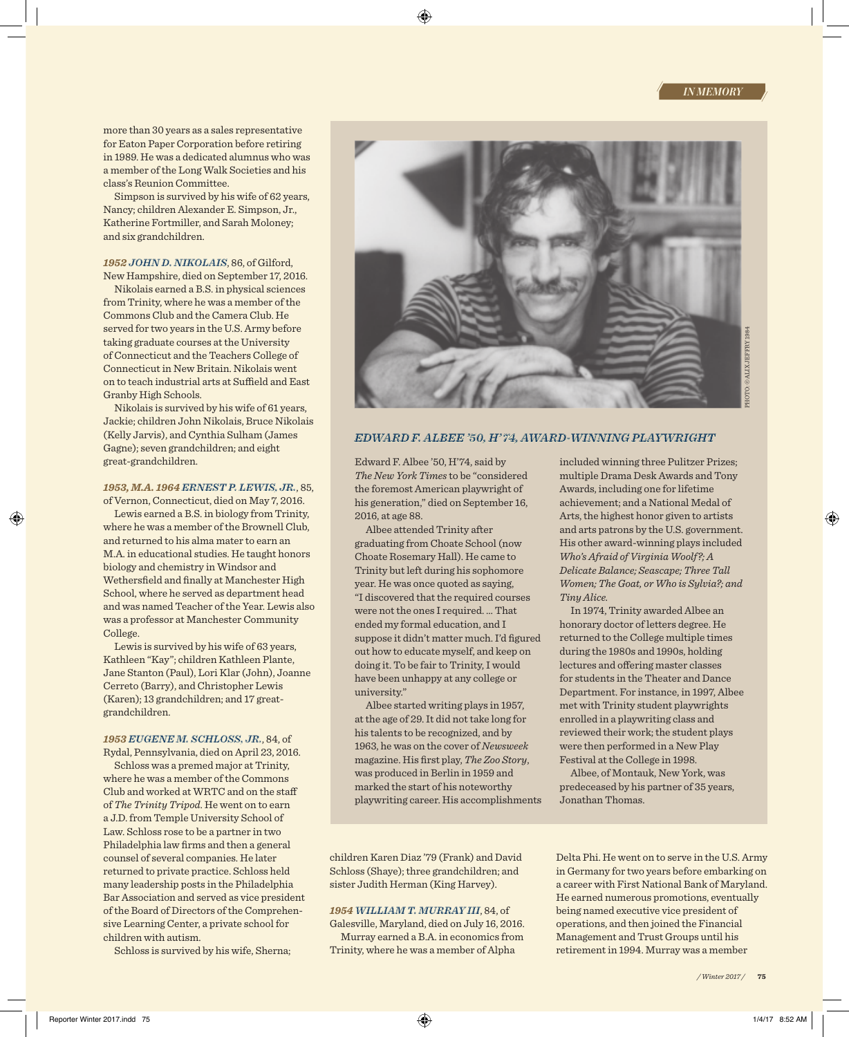more than 30 years as a sales representative for Eaton Paper Corporation before retiring in 1989. He was a dedicated alumnus who was a member of the Long Walk Societies and his class's Reunion Committee.

Simpson is survived by his wife of 62 years, Nancy; children Alexander E. Simpson, Jr., Katherine Fortmiller, and Sarah Moloney; and six grandchildren.

***1952 JOHN D. NIKOLAIS***, 86, of Gilford, New Hampshire, died on September 17, 2016.

Nikolais earned a B.S. in physical sciences from Trinity, where he was a member of the Commons Club and the Camera Club. He served for two years in the U.S. Army before taking graduate courses at the University of Connecticut and the Teachers College of Connecticut in New Britain. Nikolais went on to teach industrial arts at Suffield and East Granby High Schools.

Nikolais is survived by his wife of 61 years, Jackie; children John Nikolais, Bruce Nikolais (Kelly Jarvis), and Cynthia Sulham (James Gagne); seven grandchildren; and eight great-grandchildren.

***1953, M.A. 1964 ERNEST P. LEWIS, JR.***, 85, of Vernon, Connecticut, died on May 7, 2016.

Lewis earned a B.S. in biology from Trinity, where he was a member of the Brownell Club, and returned to his alma mater to earn an M.A. in educational studies. He taught honors biology and chemistry in Windsor and Wethersfield and finally at Manchester High School, where he served as department head and was named Teacher of the Year. Lewis also was a professor at Manchester Community College.

Lewis is survived by his wife of 63 years, Kathleen "Kay"; children Kathleen Plante, Jane Stanton (Paul), Lori Klar (John), Joanne Cerreto (Barry), and Christopher Lewis (Karen); 13 grandchildren; and 17 great-grandchildren.

***1953 EUGENE M. SCHLOSS, JR.***, 84, of Rydal, Pennsylvania, died on April 23, 2016.

Schloss was a premed major at Trinity, where he was a member of the Commons Club and worked at WRTC and on the staff of *The Trinity Tripod*. He went on to earn a J.D. from Temple University School of Law. Schloss rose to be a partner in two Philadelphia law firms and then a general counsel of several companies. He later returned to private practice. Schloss held many leadership posts in the Philadelphia Bar Association and served as vice president of the Board of Directors of the Comprehensive Learning Center, a private school for children with autism.

Schloss is survived by his wife, Sherna; children Karen Diaz '79 (Frank) and David Schloss (Shaye); three grandchildren; and sister Judith Herman (King Harvey).

***1954 WILLIAM T. MURRAY III***, 84, of Galesville, Maryland, died on July 16, 2016.

Murray earned a B.A. in economics from Trinity, where he was a member of Alpha Delta Phi. He went on to serve in the U.S. Army in Germany for two years before embarking on a career with First National Bank of Maryland. He earned numerous promotions, eventually being named executive vice president of operations, and then joined the Financial Management and Trust Groups until his retirement in 1994. Murray was a member

PHOTO: © ALIX JEFFRY 1984

## *EDWARD F. ALBEE '50, H'74, AWARD-WINNING PLAYWRIGHT*

Edward F. Albee '50, H'74, said by *The New York Times* to be "considered the foremost American playwright of his generation," died on September 16, 2016, at age 88.

Albee attended Trinity after graduating from Choate School (now Choate Rosemary Hall). He came to Trinity but left during his sophomore year. He was once quoted as saying, "I discovered that the required courses were not the ones I required. … That ended my formal education, and I suppose it didn't matter much. I'd figured out how to educate myself, and keep on doing it. To be fair to Trinity, I would have been unhappy at any college or university."

Albee started writing plays in 1957, at the age of 29. It did not take long for his talents to be recognized, and by 1963, he was on the cover of *Newsweek* magazine. His first play, *The Zoo Story*, was produced in Berlin in 1959 and marked the start of his noteworthy playwriting career. His accomplishments included winning three Pulitzer Prizes; multiple Drama Desk Awards and Tony Awards, including one for lifetime achievement; and a National Medal of Arts, the highest honor given to artists and arts patrons by the U.S. government. His other award-winning plays included *Who's Afraid of Virginia Woolf?; A Delicate Balance; Seascape; Three Tall Women; The Goat, or Who is Sylvia?; and Tiny Alice.*

In 1974, Trinity awarded Albee an honorary doctor of letters degree. He returned to the College multiple times during the 1980s and 1990s, holding lectures and offering master classes for students in the Theater and Dance Department. For instance, in 1997, Albee met with Trinity student playwrights enrolled in a playwriting class and reviewed their work; the student plays were then performed in a New Play Festival at the College in 1998.

Albee, of Montauk, New York, was predeceased by his partner of 35 years, Jonathan Thomas.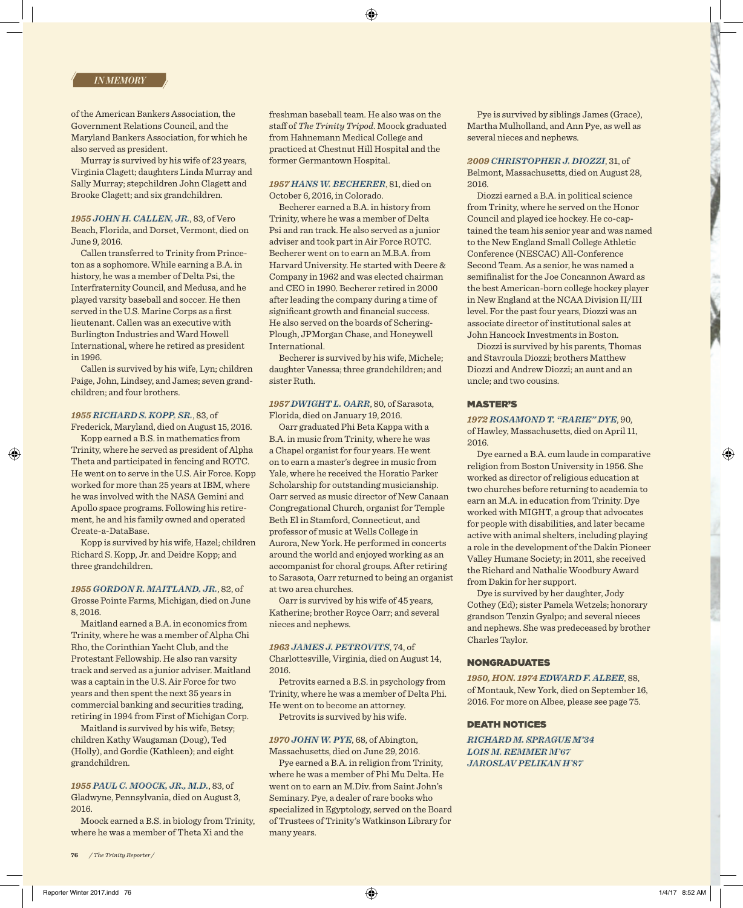of the American Bankers Association, the Government Relations Council, and the Maryland Bankers Association, for which he also served as president.

Murray is survived by his wife of 23 years, Virginia Clagett; daughters Linda Murray and Sally Murray; stepchildren John Clagett and Brooke Clagett; and six grandchildren.

***1955 JOHN H. CALLEN, JR.***, 83, of Vero Beach, Florida, and Dorset, Vermont, died on June 9, 2016.

Callen transferred to Trinity from Princeton as a sophomore. While earning a B.A. in history, he was a member of Delta Psi, the Interfraternity Council, and Medusa, and he played varsity baseball and soccer. He then served in the U.S. Marine Corps as a first lieutenant. Callen was an executive with Burlington Industries and Ward Howell International, where he retired as president in 1996.

Callen is survived by his wife, Lyn; children Paige, John, Lindsey, and James; seven grandchildren; and four brothers.

***1955 RICHARD S. KOPP, SR.***, 83, of Frederick, Maryland, died on August 15, 2016.

Kopp earned a B.S. in mathematics from Trinity, where he served as president of Alpha Theta and participated in fencing and ROTC. He went on to serve in the U.S. Air Force. Kopp worked for more than 25 years at IBM, where he was involved with the NASA Gemini and Apollo space programs. Following his retirement, he and his family owned and operated Create-a-DataBase.

Kopp is survived by his wife, Hazel; children Richard S. Kopp, Jr. and Deidre Kopp; and three grandchildren.

***1955 GORDON R. MAITLAND, JR.***, 82, of Grosse Pointe Farms, Michigan, died on June 8, 2016.

Maitland earned a B.A. in economics from Trinity, where he was a member of Alpha Chi Rho, the Corinthian Yacht Club, and the Protestant Fellowship. He also ran varsity track and served as a junior adviser. Maitland was a captain in the U.S. Air Force for two years and then spent the next 35 years in commercial banking and securities trading, retiring in 1994 from First of Michigan Corp.

Maitland is survived by his wife, Betsy; children Kathy Waugaman (Doug), Ted (Holly), and Gordie (Kathleen); and eight grandchildren.

***1955 PAUL C. MOOCK, JR., M.D.***, 83, of Gladwyne, Pennsylvania, died on August 3, 2016.

Moock earned a B.S. in biology from Trinity, where he was a member of Theta Xi and the freshman baseball team. He also was on the staff of *The Trinity Tripod*. Moock graduated from Hahnemann Medical College and practiced at Chestnut Hill Hospital and the former Germantown Hospital.

***1957 HANS W. BECHERER***, 81, died on October 6, 2016, in Colorado.

Becherer earned a B.A. in history from Trinity, where he was a member of Delta Psi and ran track. He also served as a junior adviser and took part in Air Force ROTC. Becherer went on to earn an M.B.A. from Harvard University. He started with Deere & Company in 1962 and was elected chairman and CEO in 1990. Becherer retired in 2000 after leading the company during a time of significant growth and financial success. He also served on the boards of Schering-Plough, JPMorgan Chase, and Honeywell International.

Becherer is survived by his wife, Michele; daughter Vanessa; three grandchildren; and sister Ruth.

***1957 DWIGHT L. OARR***, 80, of Sarasota, Florida, died on January 19, 2016.

Oarr graduated Phi Beta Kappa with a B.A. in music from Trinity, where he was a Chapel organist for four years. He went on to earn a master's degree in music from Yale, where he received the Horatio Parker Scholarship for outstanding musicianship. Oarr served as music director of New Canaan Congregational Church, organist for Temple Beth El in Stamford, Connecticut, and professor of music at Wells College in Aurora, New York. He performed in concerts around the world and enjoyed working as an accompanist for choral groups. After retiring to Sarasota, Oarr returned to being an organist at two area churches.

Oarr is survived by his wife of 45 years, Katherine; brother Royce Oarr; and several nieces and nephews.

***1963 JAMES J. PETROVITS***, 74, of Charlottesville, Virginia, died on August 14, 2016.

Petrovits earned a B.S. in psychology from Trinity, where he was a member of Delta Phi. He went on to become an attorney.

Petrovits is survived by his wife.

***1970 JOHN W. PYE***, 68, of Abington, Massachusetts, died on June 29, 2016.

Pye earned a B.A. in religion from Trinity, where he was a member of Phi Mu Delta. He went on to earn an M.Div. from Saint John's Seminary. Pye, a dealer of rare books who specialized in Egyptology, served on the Board of Trustees of Trinity's Watkinson Library for many years.

Pye is survived by siblings James (Grace), Martha Mulholland, and Ann Pye, as well as several nieces and nephews.

***2009 CHRISTOPHER J. DIOZZI***, 31, of Belmont, Massachusetts, died on August 28, 2016.

Diozzi earned a B.A. in political science from Trinity, where he served on the Honor Council and played ice hockey. He co-captained the team his senior year and was named to the New England Small College Athletic Conference (NESCAC) All-Conference Second Team. As a senior, he was named a semifinalist for the Joe Concannon Award as the best American-born college hockey player in New England at the NCAA Division II/III level. For the past four years, Diozzi was an associate director of institutional sales at John Hancock Investments in Boston.

Diozzi is survived by his parents, Thomas and Stavroula Diozzi; brothers Matthew Diozzi and Andrew Diozzi; an aunt and an uncle; and two cousins.

## MASTER'S

***1972 ROSAMOND T. "RARIE" DYE***, 90, of Hawley, Massachusetts, died on April 11, 2016.

Dye earned a B.A. cum laude in comparative religion from Boston University in 1956. She worked as director of religious education at two churches before returning to academia to earn an M.A. in education from Trinity. Dye worked with MIGHT, a group that advocates for people with disabilities, and later became active with animal shelters, including playing a role in the development of the Dakin Pioneer Valley Humane Society; in 2011, she received the Richard and Nathalie Woodbury Award from Dakin for her support.

Dye is survived by her daughter, Jody Cothey (Ed); sister Pamela Wetzels; honorary grandson Tenzin Gyalpo; and several nieces and nephews. She was predeceased by brother Charles Taylor.

## NONGRADUATES

***1950, HON. 1974 EDWARD F. ALBEE***, 88, of Montauk, New York, died on September 16, 2016. For more on Albee, please see page 75.

## DEATH NOTICES

*RICHARD M. SPRAGUE M'34*
*LOIS M. REMMER M'67*
*JAROSLAV PELIKAN H'87*